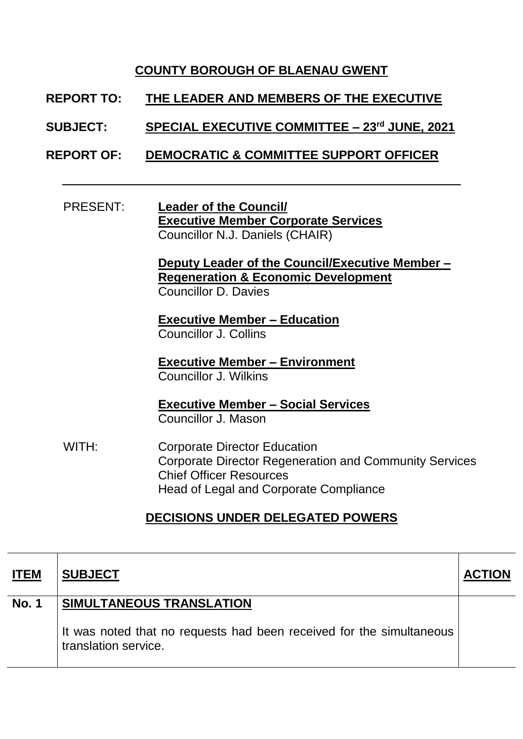# COUNTY BOROUGH OF BLAENAU GWENT

**REPORT TO:** **THE LEADER AND MEMBERS OF THE EXECUTIVE**

**SUBJECT:** **SPECIAL EXECUTIVE COMMITTEE – 23rd JUNE, 2021**

**REPORT OF:** **DEMOCRATIC & COMMITTEE SUPPORT OFFICER**

---

PRESENT:

**Leader of the Council/**
**Executive Member Corporate Services**
Councillor N.J. Daniels (CHAIR)

**Deputy Leader of the Council/Executive Member – Regeneration & Economic Development**
Councillor D. Davies

**Executive Member – Education**
Councillor J. Collins

**Executive Member – Environment**
Councillor J. Wilkins

**Executive Member – Social Services**
Councillor J. Mason

WITH:

Corporate Director Education
Corporate Director Regeneration and Community Services
Chief Officer Resources
Head of Legal and Corporate Compliance

## DECISIONS UNDER DELEGATED POWERS

| ITEM | SUBJECT | ACTION |
|---|---|---|
| No. 1 | **SIMULTANEOUS TRANSLATION**<br><br>It was noted that no requests had been received for the simultaneous translation service. | |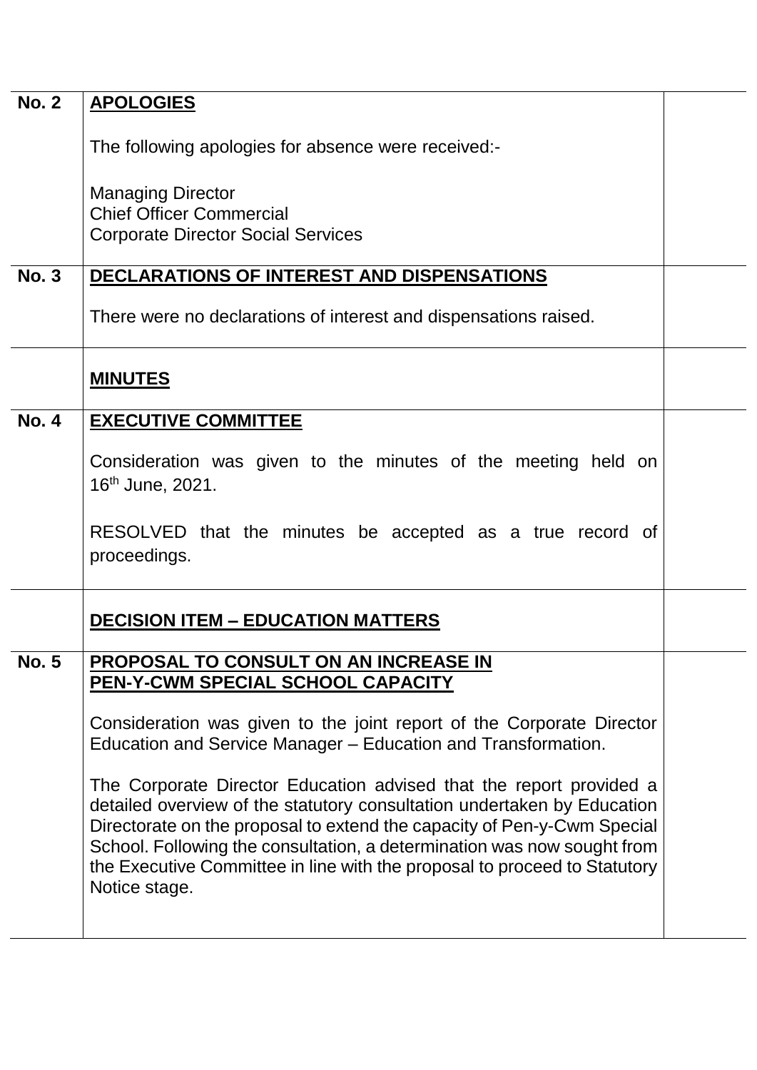| | | |
|---|---|---|
| **No. 2** | **APOLOGIES**<br><br>The following apologies for absence were received:-<br><br>Managing Director<br>Chief Officer Commercial<br>Corporate Director Social Services | |
| **No. 3** | **DECLARATIONS OF INTEREST AND DISPENSATIONS**<br><br>There were no declarations of interest and dispensations raised. | |
| | **MINUTES** | |
| **No. 4** | **EXECUTIVE COMMITTEE**<br><br>Consideration was given to the minutes of the meeting held on 16th June, 2021.<br><br>RESOLVED that the minutes be accepted as a true record of proceedings. | |
| | **DECISION ITEM – EDUCATION MATTERS** | |
| **No. 5** | **PROPOSAL TO CONSULT ON AN INCREASE IN PEN-Y-CWM SPECIAL SCHOOL CAPACITY**<br><br>Consideration was given to the joint report of the Corporate Director Education and Service Manager – Education and Transformation.<br><br>The Corporate Director Education advised that the report provided a detailed overview of the statutory consultation undertaken by Education Directorate on the proposal to extend the capacity of Pen-y-Cwm Special School. Following the consultation, a determination was now sought from the Executive Committee in line with the proposal to proceed to Statutory Notice stage. | |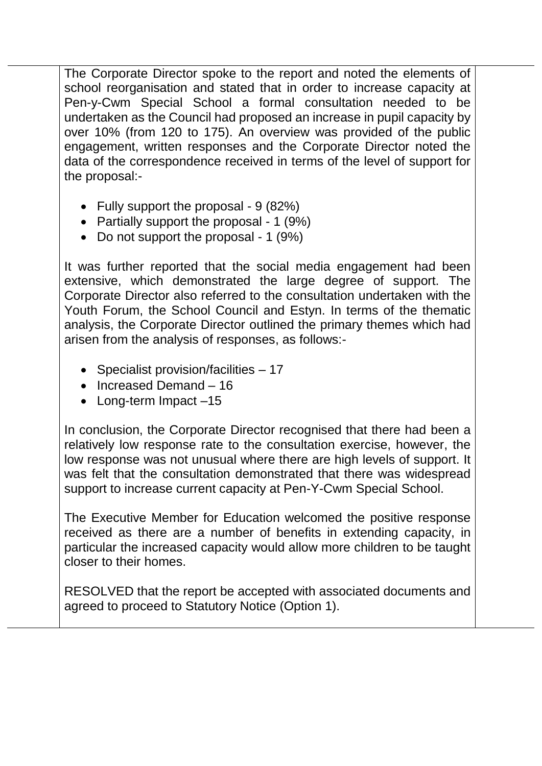The Corporate Director spoke to the report and noted the elements of school reorganisation and stated that in order to increase capacity at Pen-y-Cwm Special School a formal consultation needed to be undertaken as the Council had proposed an increase in pupil capacity by over 10% (from 120 to 175). An overview was provided of the public engagement, written responses and the Corporate Director noted the data of the correspondence received in terms of the level of support for the proposal:-

- Fully support the proposal - 9 (82%)
- Partially support the proposal - 1 (9%)
- Do not support the proposal - 1 (9%)

It was further reported that the social media engagement had been extensive, which demonstrated the large degree of support. The Corporate Director also referred to the consultation undertaken with the Youth Forum, the School Council and Estyn. In terms of the thematic analysis, the Corporate Director outlined the primary themes which had arisen from the analysis of responses, as follows:-

- Specialist provision/facilities – 17
- Increased Demand – 16
- Long-term Impact –15

In conclusion, the Corporate Director recognised that there had been a relatively low response rate to the consultation exercise, however, the low response was not unusual where there are high levels of support. It was felt that the consultation demonstrated that there was widespread support to increase current capacity at Pen-Y-Cwm Special School.

The Executive Member for Education welcomed the positive response received as there are a number of benefits in extending capacity, in particular the increased capacity would allow more children to be taught closer to their homes.

RESOLVED that the report be accepted with associated documents and agreed to proceed to Statutory Notice (Option 1).